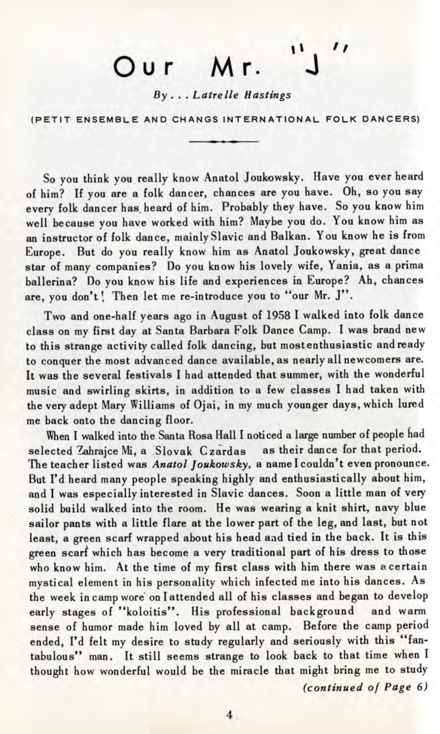# Our Mr. "J"

*By . . . Latrelle Hastings*

(PETIT ENSEMBLE AND CHANGS INTERNATIONAL FOLK DANCERS)

So you think you really know Anatol Joukowsky. Have you ever heard of him? If you are a folk dancer, chances are you have. Oh, so you say every folk dancer has heard of him. Probably they have. So you know him well because you have worked with him? Maybe you do. You know him as an instructor of folk dance, mainly Slavic and Balkan. You know he is from Europe. But do you really know him as Anatol Joukowsky, great dance star of many companies? Do you know his lovely wife, Yania, as a prima ballerina? Do you know his life and experiences in Europe? Ah, chances are, you don't! Then let me re-introduce you to "our Mr. J".

Two and one-half years ago in August of 1958 I walked into folk dance class on my first day at Santa Barbara Folk Dance Camp. I was brand new to this strange activity called folk dancing, but most enthusiastic and ready to conquer the most advanced dance available, as nearly all newcomers are. It was the several festivals I had attended that summer, with the wonderful music and swirling skirts, in addition to a few classes I had taken with the very adept Mary Williams of Ojai, in my much younger days, which lured me back onto the dancing floor.

When I walked into the Santa Rosa Hall I noticed a large number of people had selected Zahrajce Mi, a Slovak Czardas as their dance for that period. The teacher listed was *Anatol Joukowsky*, a name I couldn't even pronounce. But I'd heard many people speaking highly and enthusiastically about him, and I was especially interested in Slavic dances. Soon a little man of very solid build walked into the room. He was wearing a knit shirt, navy blue sailor pants with a little flare at the lower part of the leg, and last, but not least, a green scarf wrapped about his head and tied in the back. It is this green scarf which has become a very traditional part of his dress to those who know him. At the time of my first class with him there was a certain mystical element in his personality which infected me into his dances. As the week in camp wore on I attended all of his classes and began to develop early stages of "koloitis". His professional background and warm sense of humor made him loved by all at camp. Before the camp period ended, I'd felt my desire to study regularly and seriously with this "fantabulous" man. It still seems strange to look back to that time when I thought how wonderful would be the miracle that might bring me to study

*(continued of Page 6)*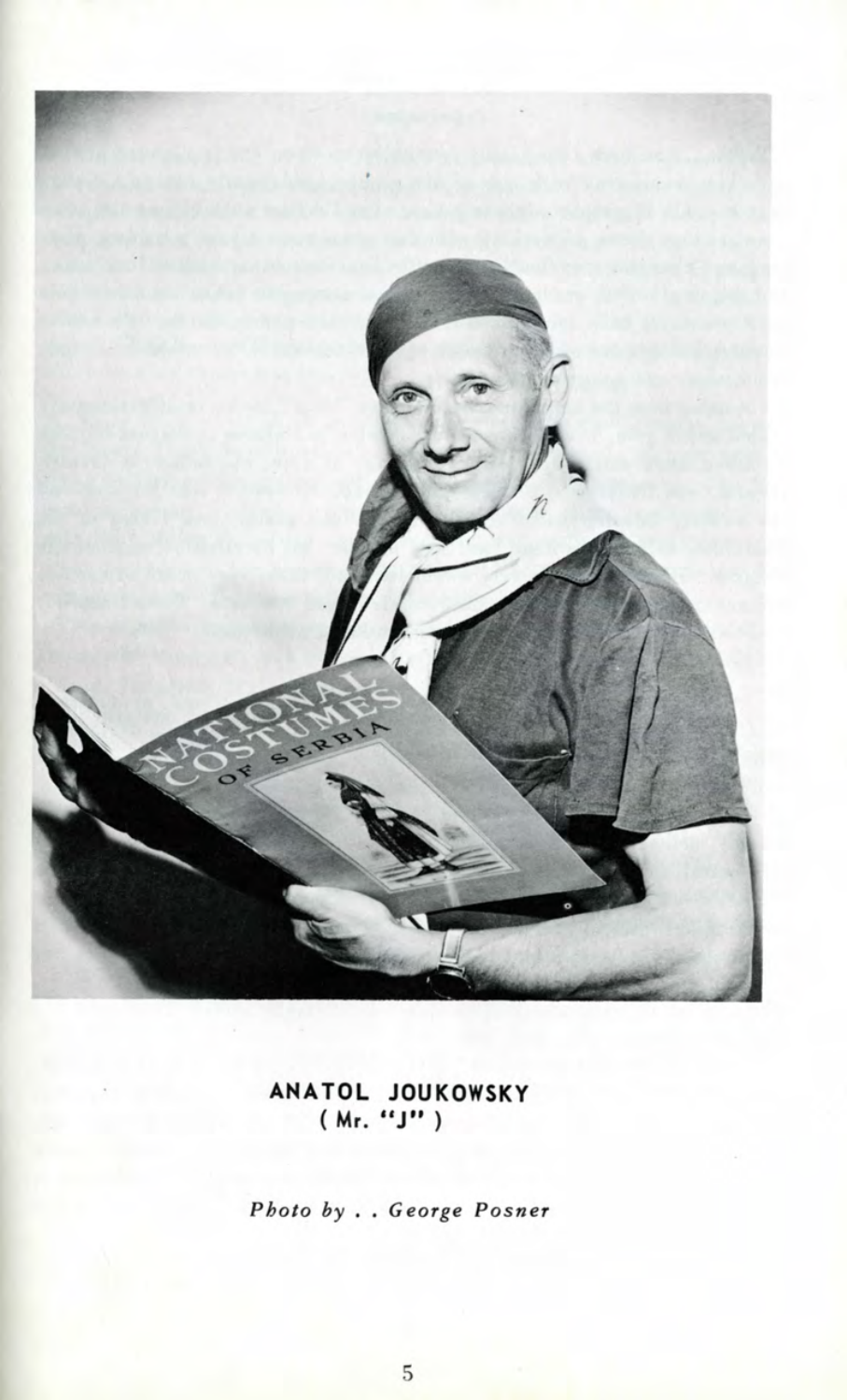**ANATOL JOUKOWSKY**
**( Mr. "J" )**

*Photo by . . George Posner*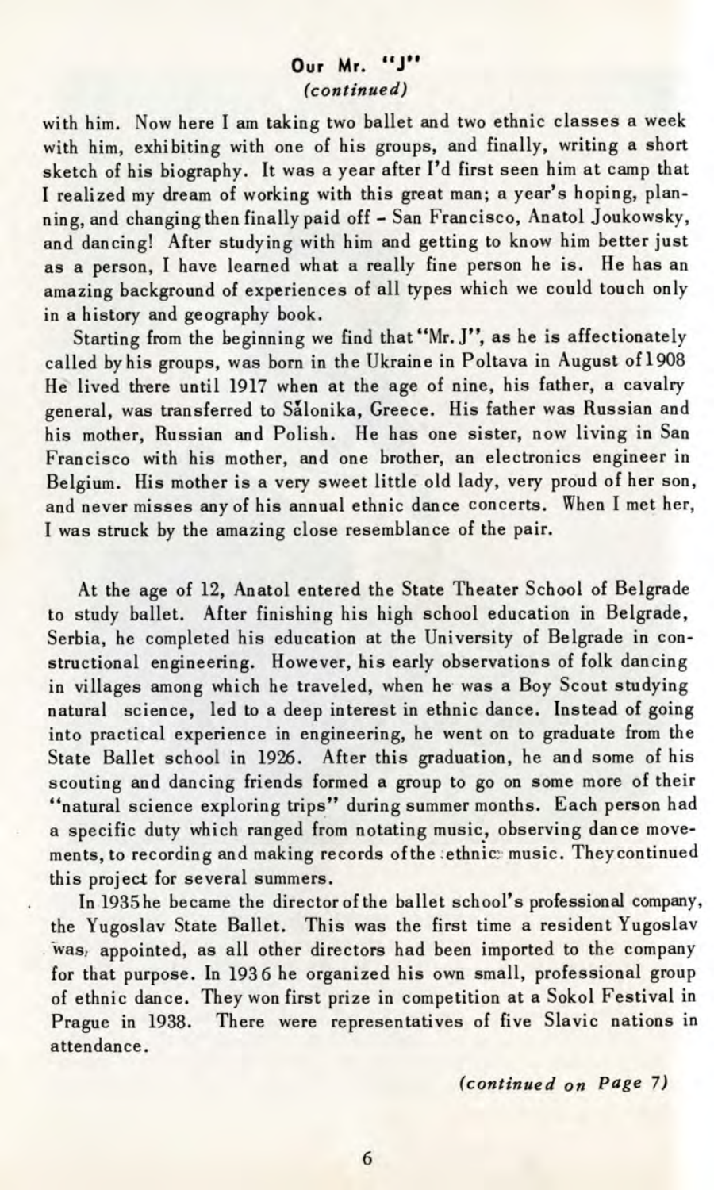## Our Mr. "J"
*(continued)*

with him. Now here I am taking two ballet and two ethnic classes a week with him, exhibiting with one of his groups, and finally, writing a short sketch of his biography. It was a year after I'd first seen him at camp that I realized my dream of working with this great man; a year's hoping, planning, and changing then finally paid off – San Francisco, Anatol Joukowsky, and dancing! After studying with him and getting to know him better just as a person, I have learned what a really fine person he is. He has an amazing background of experiences of all types which we could touch only in a history and geography book.

Starting from the beginning we find that "Mr. J", as he is affectionately called by his groups, was born in the Ukraine in Poltava in August of 1908 He lived there until 1917 when at the age of nine, his father, a cavalry general, was transferred to Sålonika, Greece. His father was Russian and his mother, Russian and Polish. He has one sister, now living in San Francisco with his mother, and one brother, an electronics engineer in Belgium. His mother is a very sweet little old lady, very proud of her son, and never misses any of his annual ethnic dance concerts. When I met her, I was struck by the amazing close resemblance of the pair.

At the age of 12, Anatol entered the State Theater School of Belgrade to study ballet. After finishing his high school education in Belgrade, Serbia, he completed his education at the University of Belgrade in constructional engineering. However, his early observations of folk dancing in villages among which he traveled, when he was a Boy Scout studying natural science, led to a deep interest in ethnic dance. Instead of going into practical experience in engineering, he went on to graduate from the State Ballet school in 1926. After this graduation, he and some of his scouting and dancing friends formed a group to go on some more of their "natural science exploring trips" during summer months. Each person had a specific duty which ranged from notating music, observing dance movements, to recording and making records of the ethnic music. They continued this project for several summers.

In 1935 he became the director of the ballet school's professional company, the Yugoslav State Ballet. This was the first time a resident Yugoslav was appointed, as all other directors had been imported to the company for that purpose. In 1936 he organized his own small, professional group of ethnic dance. They won first prize in competition at a Sokol Festival in Prague in 1938. There were representatives of five Slavic nations in attendance.

*(continued on Page 7)*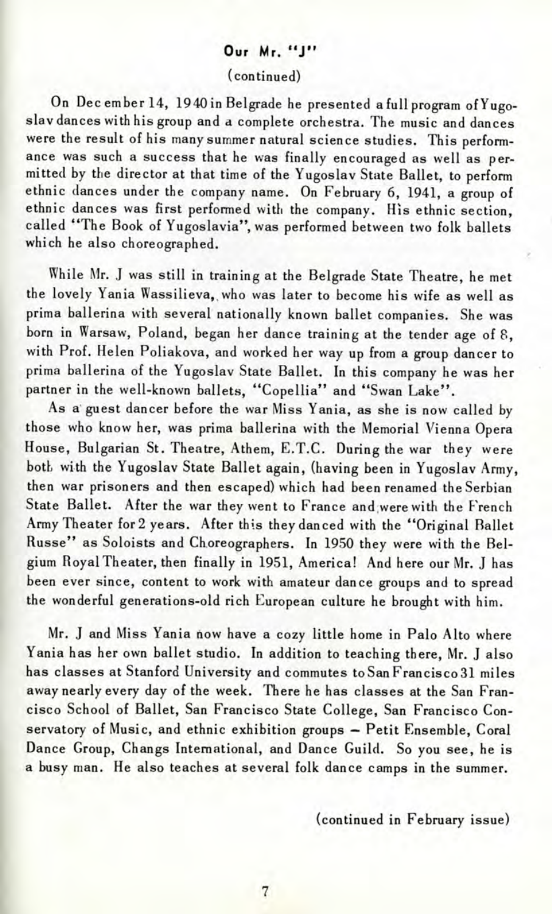## Our Mr. "J"

(continued)

On December 14, 1940 in Belgrade he presented a full program of Yugoslav dances with his group and a complete orchestra. The music and dances were the result of his many summer natural science studies. This performance was such a success that he was finally encouraged as well as permitted by the director at that time of the Yugoslav State Ballet, to perform ethnic dances under the company name. On February 6, 1941, a group of ethnic dances was first performed with the company. His ethnic section, called "The Book of Yugoslavia", was performed between two folk ballets which he also choreographed.

While Mr. J was still in training at the Belgrade State Theatre, he met the lovely Yania Wassilieva, who was later to become his wife as well as prima ballerina with several nationally known ballet companies. She was born in Warsaw, Poland, began her dance training at the tender age of 8, with Prof. Helen Poliakova, and worked her way up from a group dancer to prima ballerina of the Yugoslav State Ballet. In this company he was her partner in the well-known ballets, "Copellia" and "Swan Lake".

As a guest dancer before the war Miss Yania, as she is now called by those who know her, was prima ballerina with the Memorial Vienna Opera House, Bulgarian St. Theatre, Athem, E.T.C. During the war they were both with the Yugoslav State Ballet again, (having been in Yugoslav Army, then war prisoners and then escaped) which had been renamed the Serbian State Ballet. After the war they went to France and were with the French Army Theater for 2 years. After this they danced with the "Original Ballet Russe" as Soloists and Choreographers. In 1950 they were with the Belgium Royal Theater, then finally in 1951, America! And here our Mr. J has been ever since, content to work with amateur dance groups and to spread the wonderful generations-old rich European culture he brought with him.

Mr. J and Miss Yania now have a cozy little home in Palo Alto where Yania has her own ballet studio. In addition to teaching there, Mr. J also has classes at Stanford University and commutes to San Francisco 31 miles away nearly every day of the week. There he has classes at the San Francisco School of Ballet, San Francisco State College, San Francisco Conservatory of Music, and ethnic exhibition groups – Petit Ensemble, Coral Dance Group, Changs International, and Dance Guild. So you see, he is a busy man. He also teaches at several folk dance camps in the summer.

(continued in February issue)